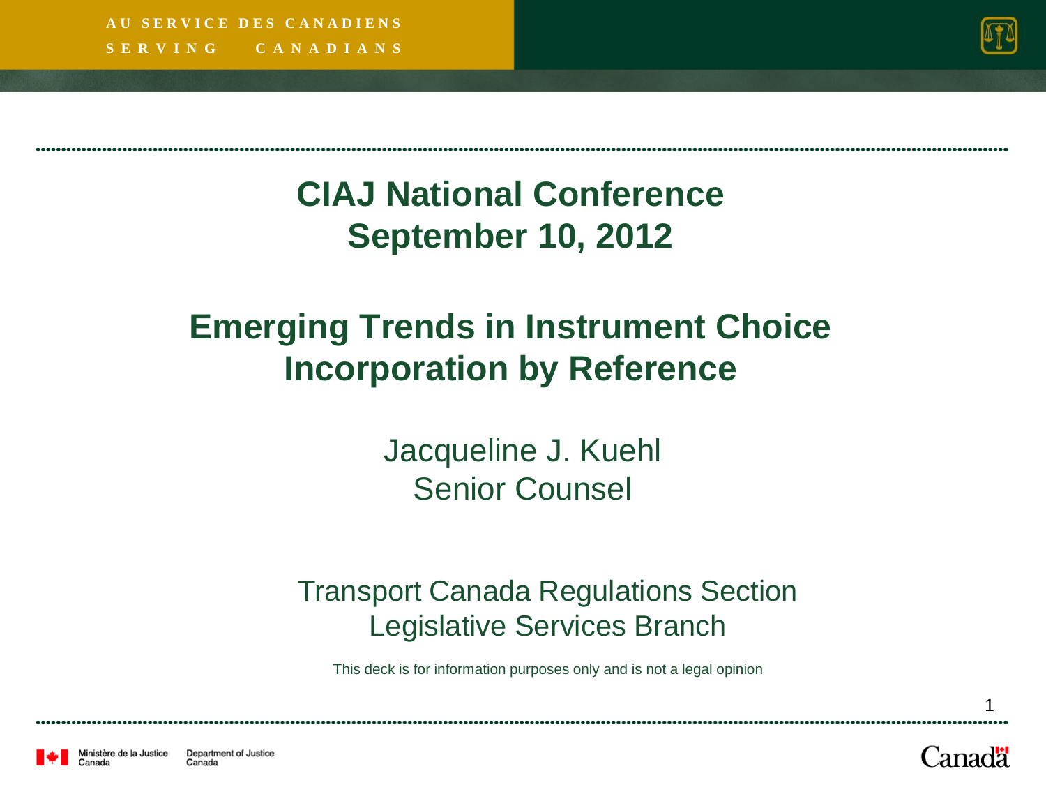# CIAJ National Conference
# September 10, 2012

## Emerging Trends in Instrument Choice
## Incorporation by Reference

Jacqueline J. Kuehl
Senior Counsel

Transport Canada Regulations Section
Legislative Services Branch

This deck is for information purposes only and is not a legal opinion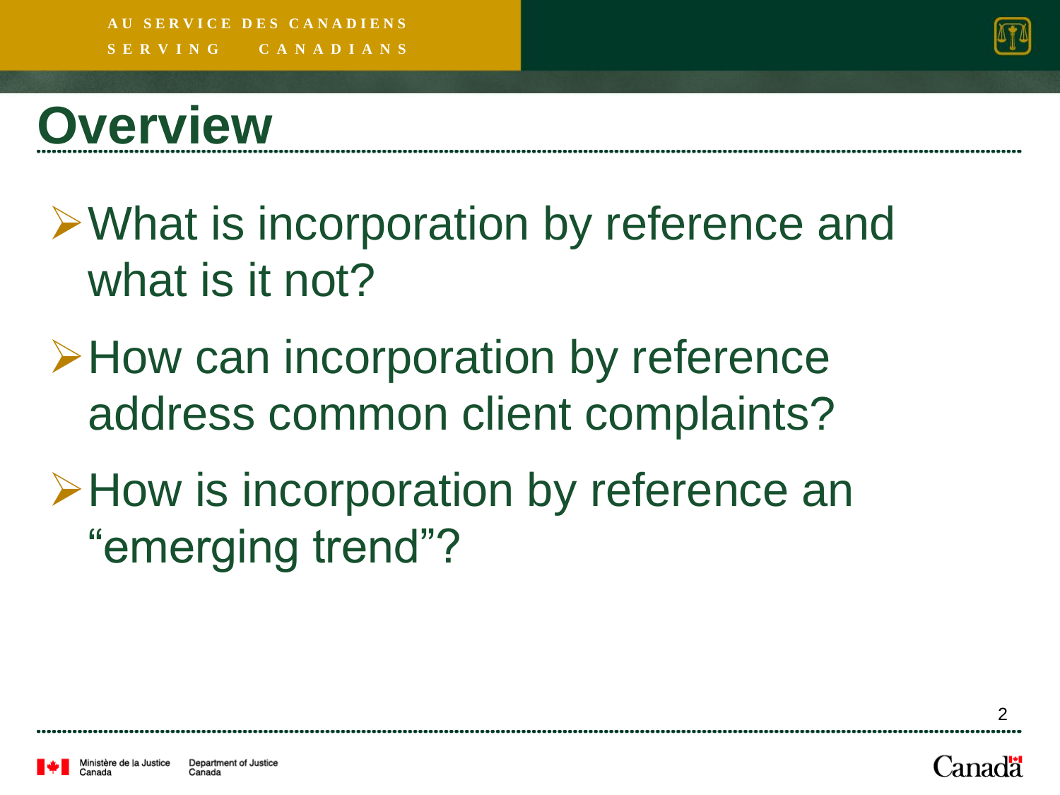# Overview

- What is incorporation by reference and what is it not?
- How can incorporation by reference address common client complaints?
- How is incorporation by reference an "emerging trend"?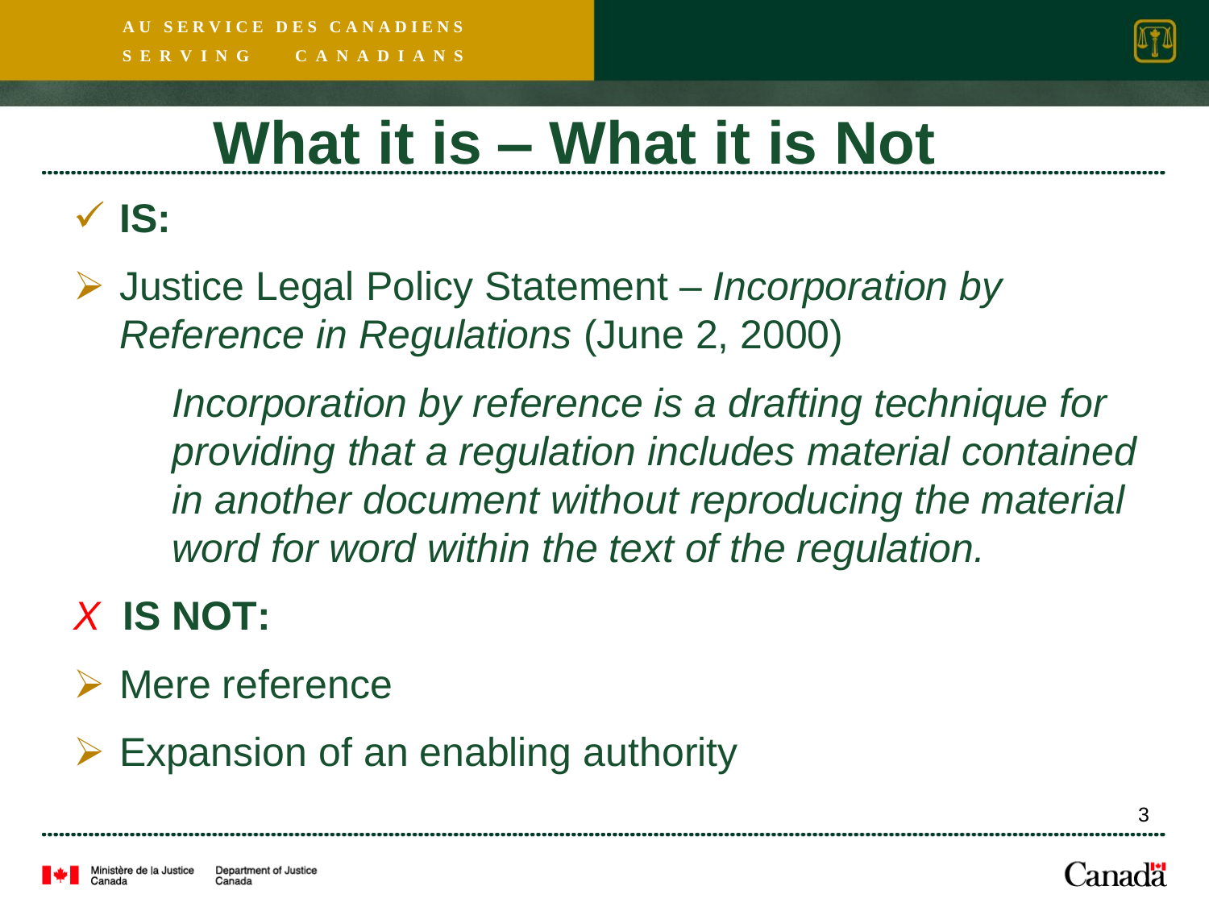# What it is – What it is Not

✓ **IS:**

- Justice Legal Policy Statement – *Incorporation by Reference in Regulations* (June 2, 2000)

  > *Incorporation by reference is a drafting technique for providing that a regulation includes material contained in another document without reproducing the material word for word within the text of the regulation.*

✗ **IS NOT:**

- Mere reference
- Expansion of an enabling authority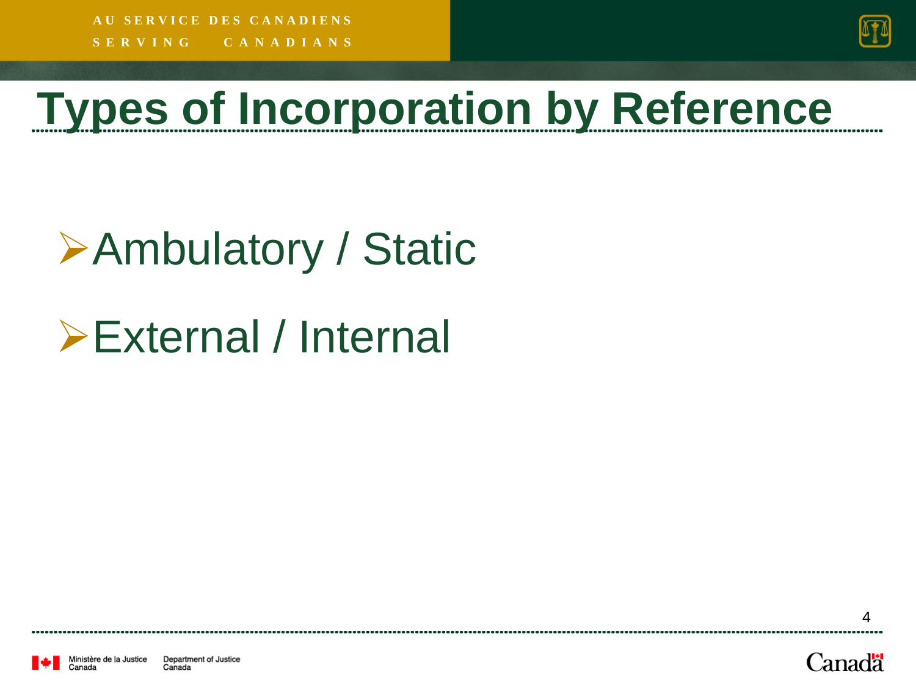# Types of Incorporation by Reference

- Ambulatory / Static
- External / Internal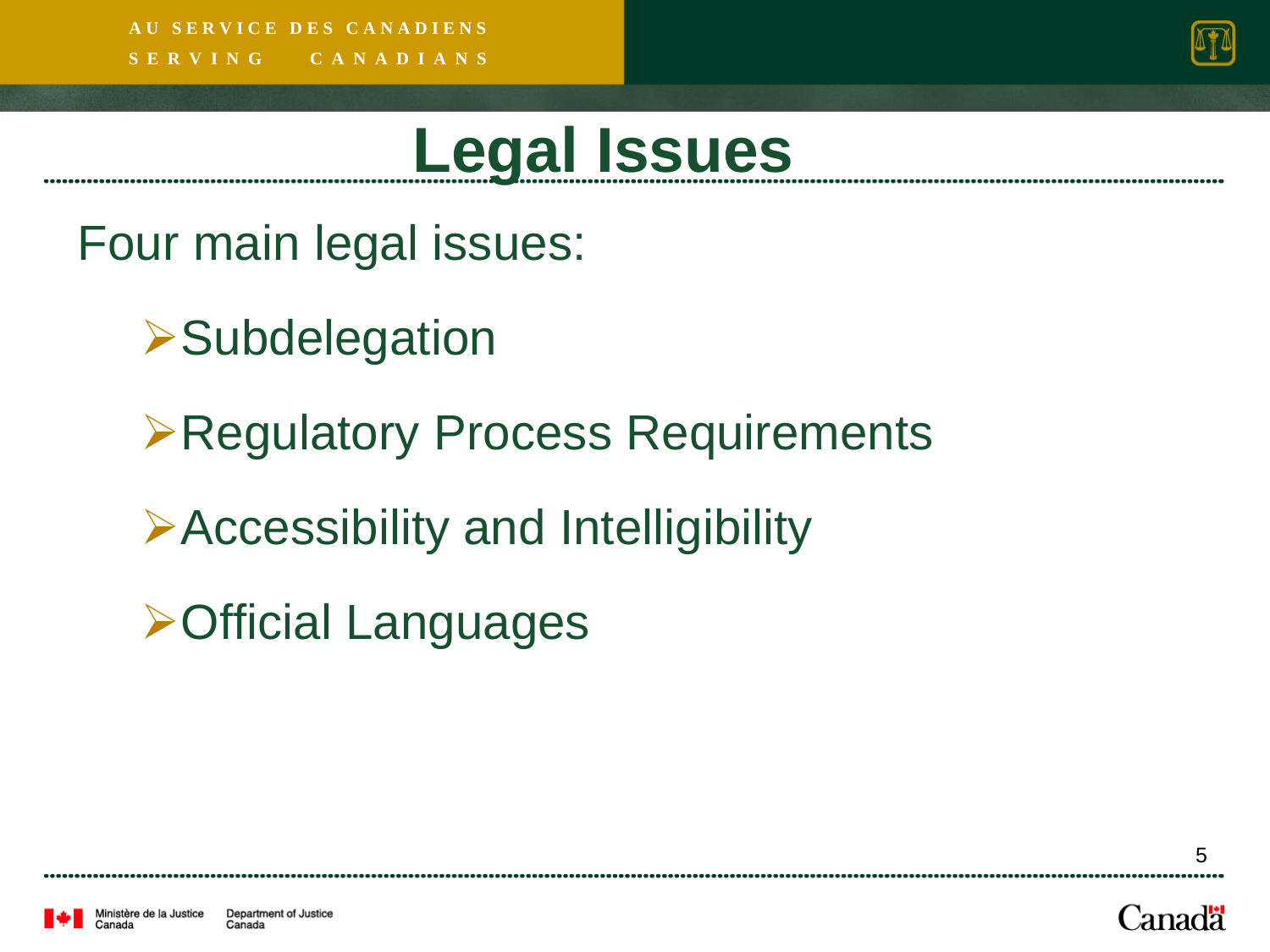# Legal Issues

Four main legal issues:

- Subdelegation
- Regulatory Process Requirements
- Accessibility and Intelligibility
- Official Languages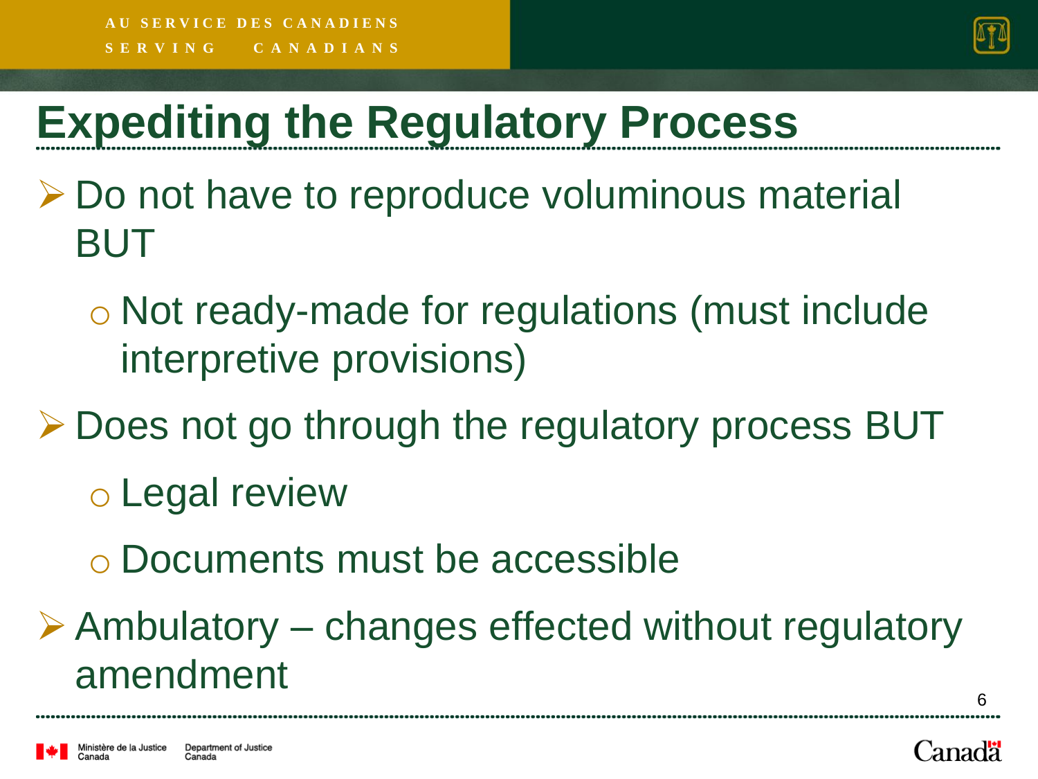# Expediting the Regulatory Process

- Do not have to reproduce voluminous material BUT
  - Not ready-made for regulations (must include interpretive provisions)
- Does not go through the regulatory process BUT
  - Legal review
  - Documents must be accessible
- Ambulatory – changes effected without regulatory amendment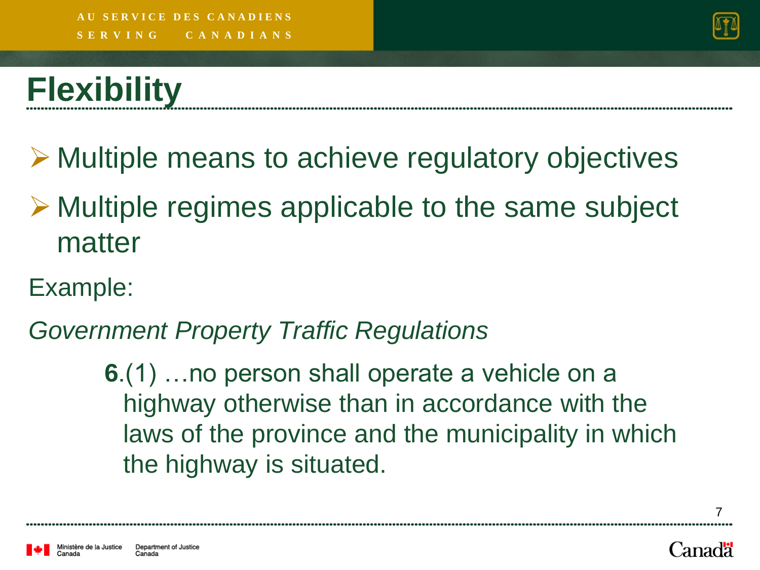# Flexibility

- Multiple means to achieve regulatory objectives
- Multiple regimes applicable to the same subject matter

Example:

*Government Property Traffic Regulations*

> **6**.(1) …no person shall operate a vehicle on a highway otherwise than in accordance with the laws of the province and the municipality in which the highway is situated.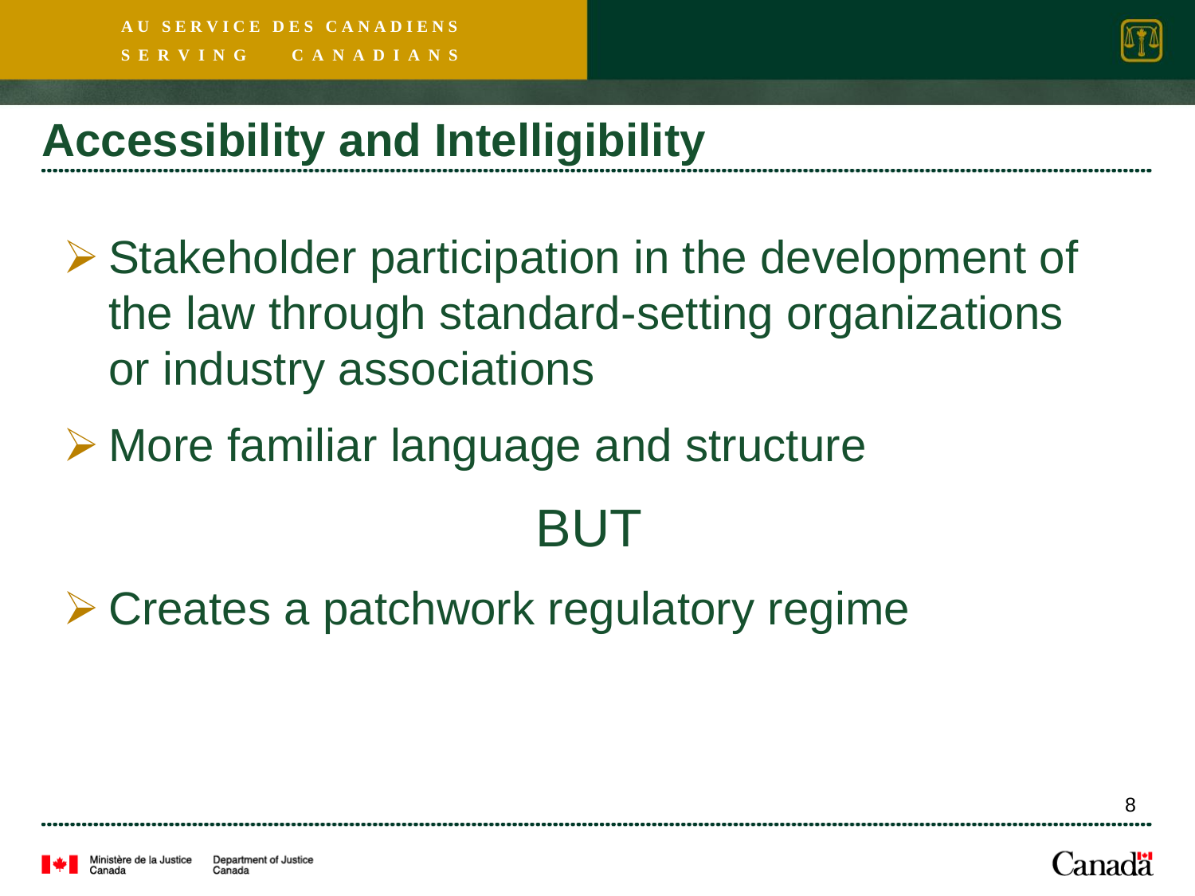## Accessibility and Intelligibility

- Stakeholder participation in the development of the law through standard-setting organizations or industry associations
- More familiar language and structure

BUT

- Creates a patchwork regulatory regime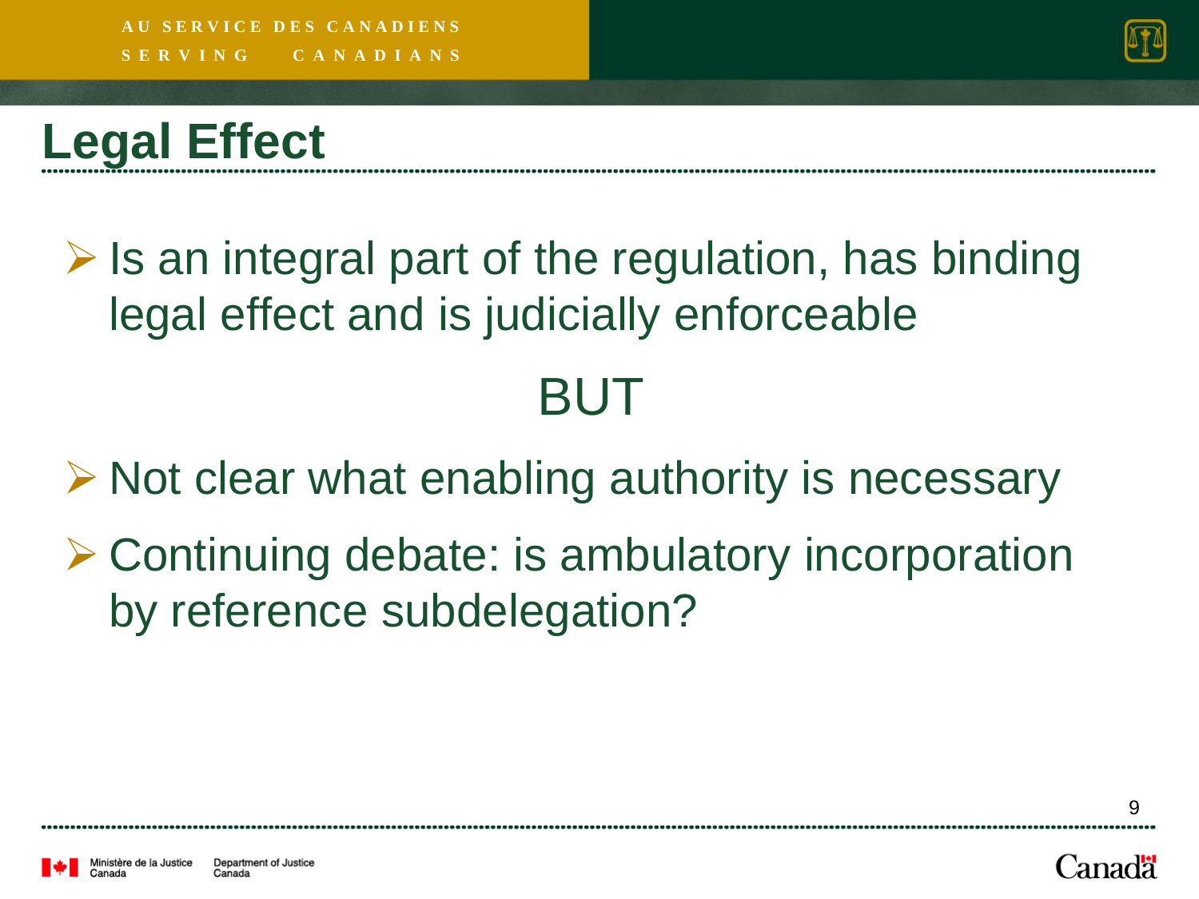# Legal Effect

- Is an integral part of the regulation, has binding legal effect and is judicially enforceable

BUT

- Not clear what enabling authority is necessary
- Continuing debate: is ambulatory incorporation by reference subdelegation?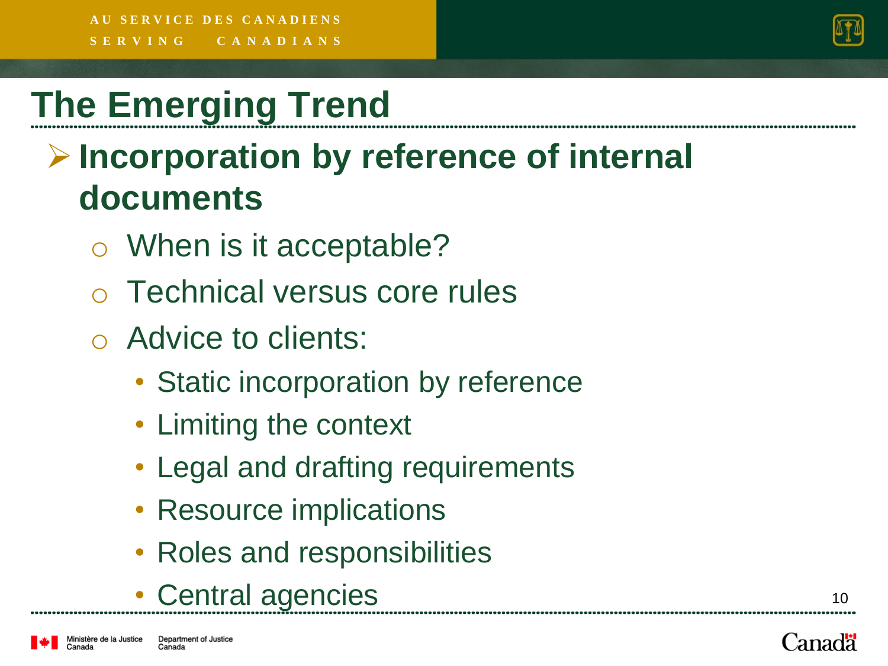# The Emerging Trend

- **Incorporation by reference of internal documents**
  - When is it acceptable?
  - Technical versus core rules
  - Advice to clients:
    - Static incorporation by reference
    - Limiting the context
    - Legal and drafting requirements
    - Resource implications
    - Roles and responsibilities
    - Central agencies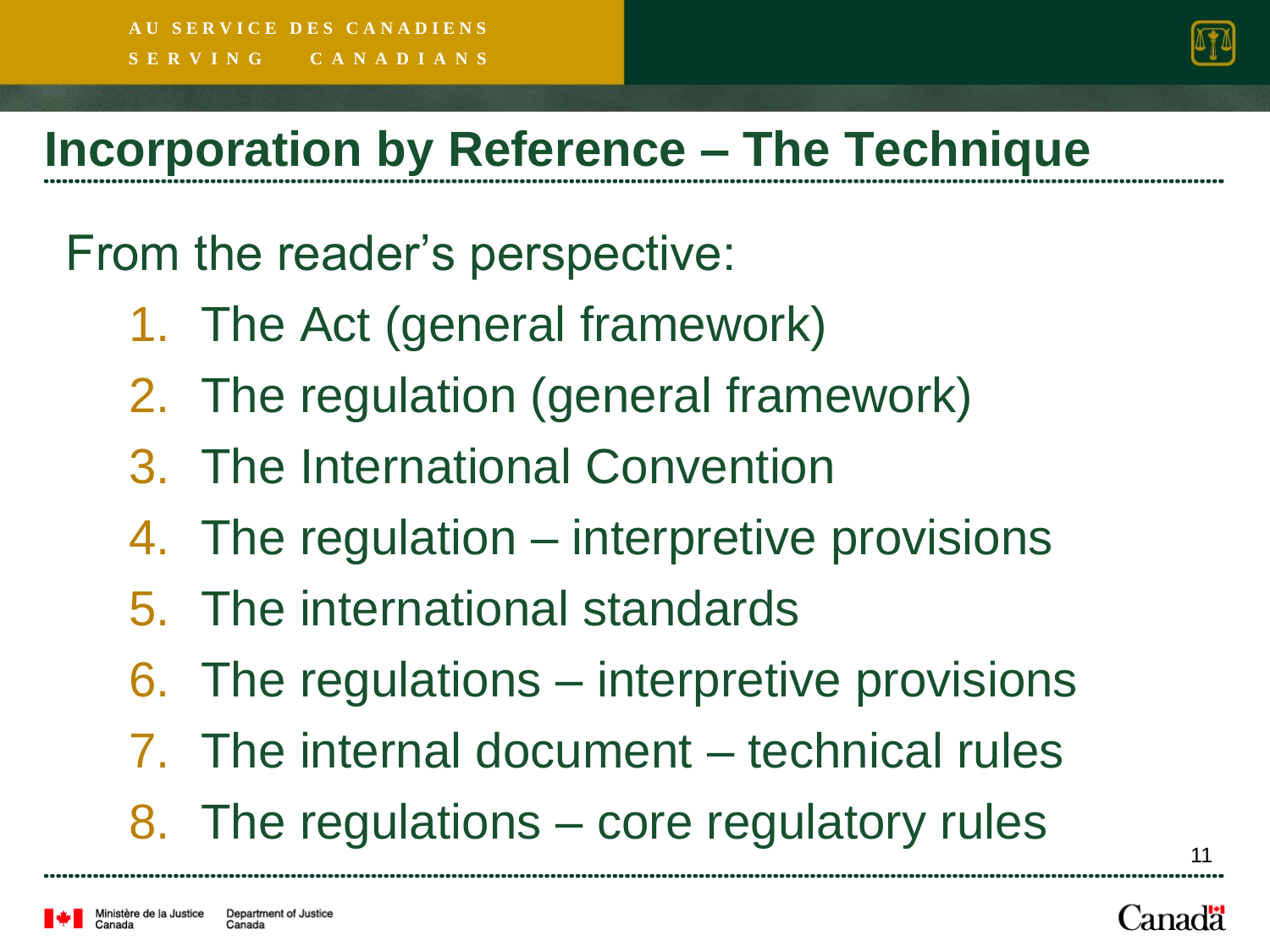# Incorporation by Reference – The Technique

From the reader's perspective:

1. The Act (general framework)
2. The regulation (general framework)
3. The International Convention
4. The regulation – interpretive provisions
5. The international standards
6. The regulations – interpretive provisions
7. The internal document – technical rules
8. The regulations – core regulatory rules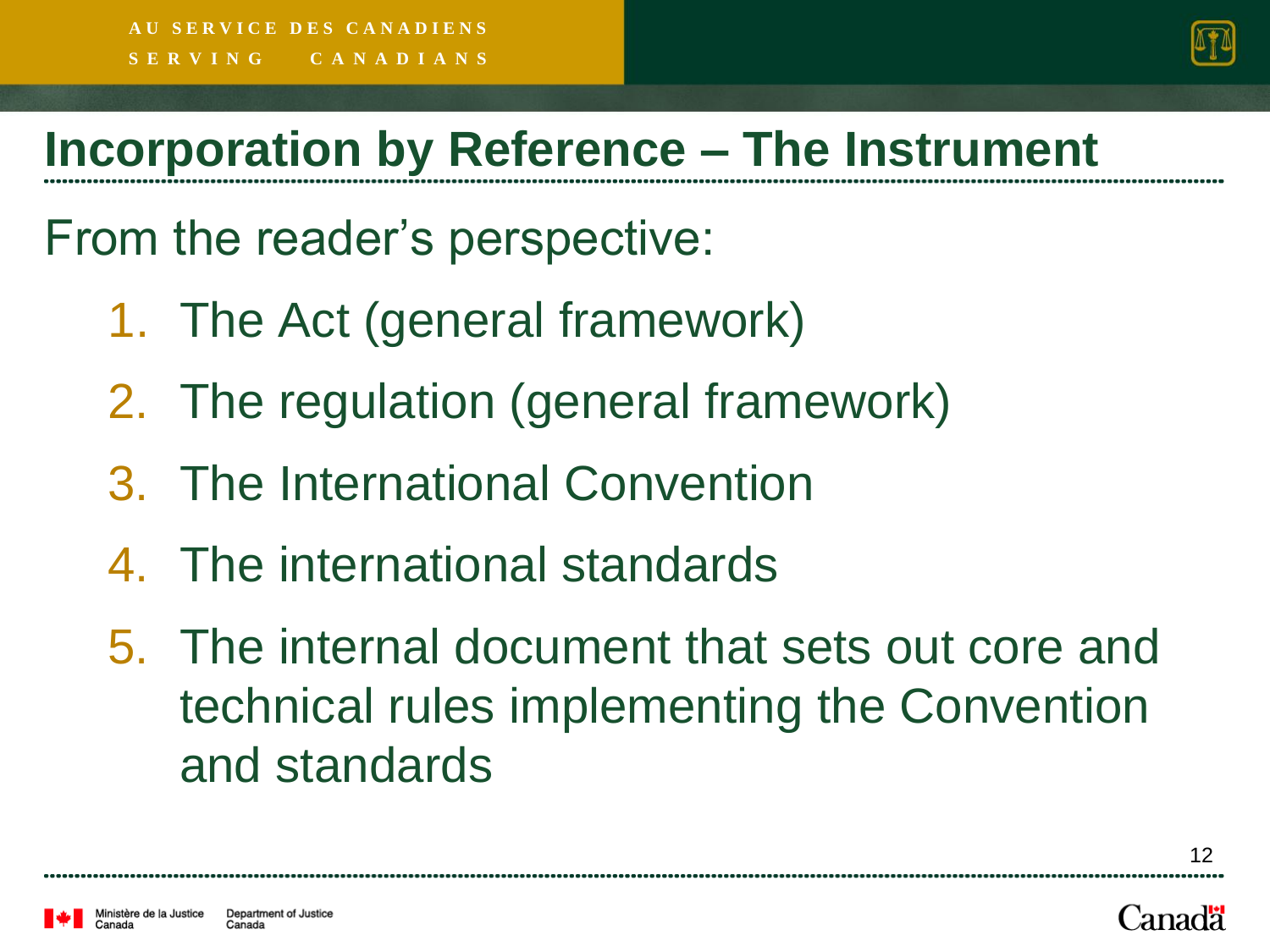# Incorporation by Reference – The Instrument

From the reader's perspective:

1. The Act (general framework)
2. The regulation (general framework)
3. The International Convention
4. The international standards
5. The internal document that sets out core and technical rules implementing the Convention and standards